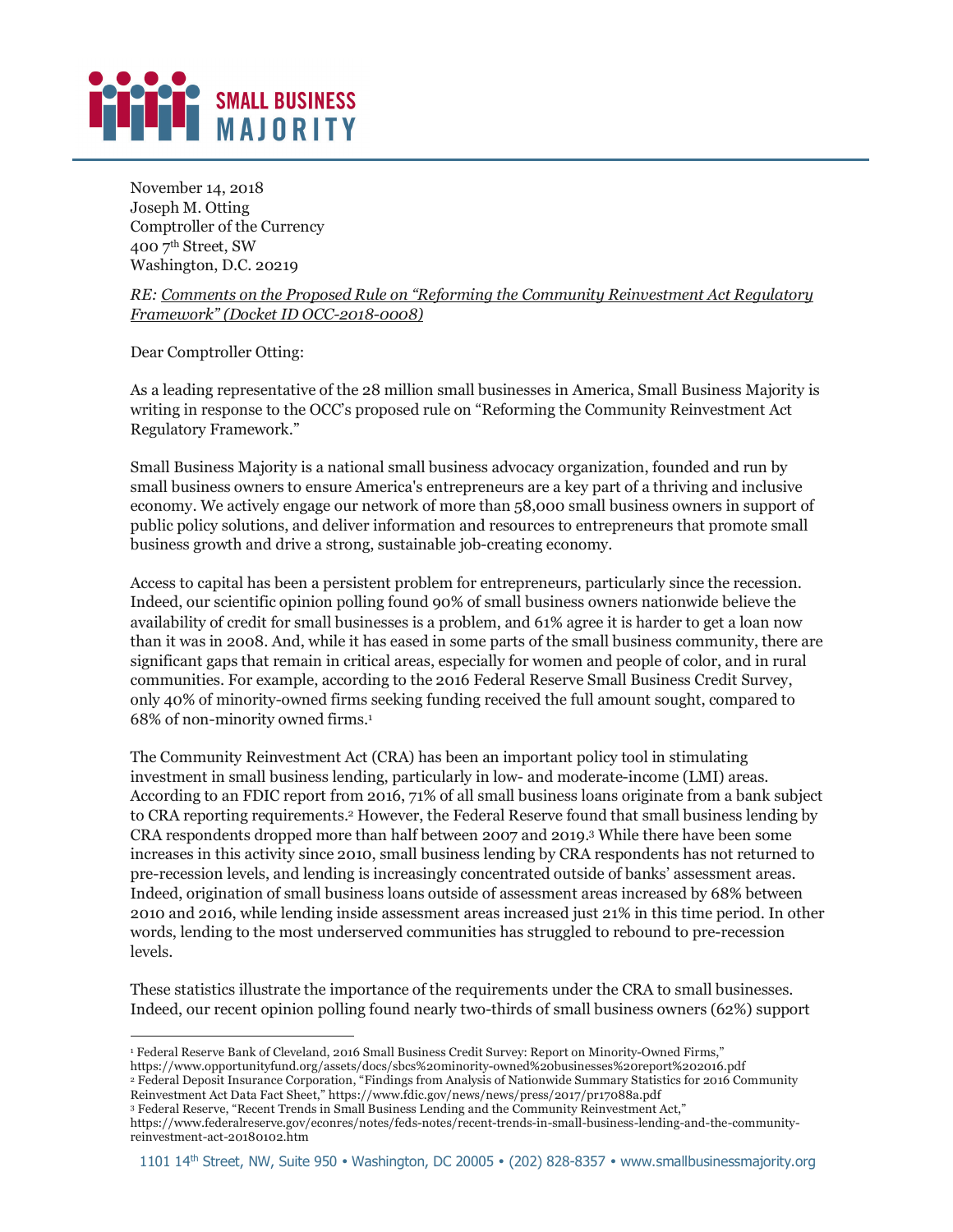# SMALL BUSINESS MAJORITY

November 14, 2018
Joseph M. Otting
Comptroller of the Currency
400 7th Street, SW
Washington, D.C. 20219

*RE: Comments on the Proposed Rule on "Reforming the Community Reinvestment Act Regulatory Framework" (Docket ID OCC-2018-0008)*

Dear Comptroller Otting:

As a leading representative of the 28 million small businesses in America, Small Business Majority is writing in response to the OCC's proposed rule on "Reforming the Community Reinvestment Act Regulatory Framework."

Small Business Majority is a national small business advocacy organization, founded and run by small business owners to ensure America's entrepreneurs are a key part of a thriving and inclusive economy. We actively engage our network of more than 58,000 small business owners in support of public policy solutions, and deliver information and resources to entrepreneurs that promote small business growth and drive a strong, sustainable job-creating economy.

Access to capital has been a persistent problem for entrepreneurs, particularly since the recession. Indeed, our scientific opinion polling found 90% of small business owners nationwide believe the availability of credit for small businesses is a problem, and 61% agree it is harder to get a loan now than it was in 2008. And, while it has eased in some parts of the small business community, there are significant gaps that remain in critical areas, especially for women and people of color, and in rural communities. For example, according to the 2016 Federal Reserve Small Business Credit Survey, only 40% of minority-owned firms seeking funding received the full amount sought, compared to 68% of non-minority owned firms.[1]

The Community Reinvestment Act (CRA) has been an important policy tool in stimulating investment in small business lending, particularly in low- and moderate-income (LMI) areas. According to an FDIC report from 2016, 71% of all small business loans originate from a bank subject to CRA reporting requirements.[2] However, the Federal Reserve found that small business lending by CRA respondents dropped more than half between 2007 and 2019.[3] While there have been some increases in this activity since 2010, small business lending by CRA respondents has not returned to pre-recession levels, and lending is increasingly concentrated outside of banks' assessment areas. Indeed, origination of small business loans outside of assessment areas increased by 68% between 2010 and 2016, while lending inside assessment areas increased just 21% in this time period. In other words, lending to the most underserved communities has struggled to rebound to pre-recession levels.

These statistics illustrate the importance of the requirements under the CRA to small businesses. Indeed, our recent opinion polling found nearly two-thirds of small business owners (62%) support

---

[1] Federal Reserve Bank of Cleveland, 2016 Small Business Credit Survey: Report on Minority-Owned Firms," https://www.opportunityfund.org/assets/docs/sbcs%20minority-owned%20businesses%20report%202016.pdf

[2] Federal Deposit Insurance Corporation, "Findings from Analysis of Nationwide Summary Statistics for 2016 Community Reinvestment Act Data Fact Sheet," https://www.fdic.gov/news/news/press/2017/pr17088a.pdf

[3] Federal Reserve, "Recent Trends in Small Business Lending and the Community Reinvestment Act," https://www.federalreserve.gov/econres/notes/feds-notes/recent-trends-in-small-business-lending-and-the-community-reinvestment-act-20180102.htm

1101 14th Street, NW, Suite 950 • Washington, DC 20005 • (202) 828-8357 • www.smallbusinessmajority.org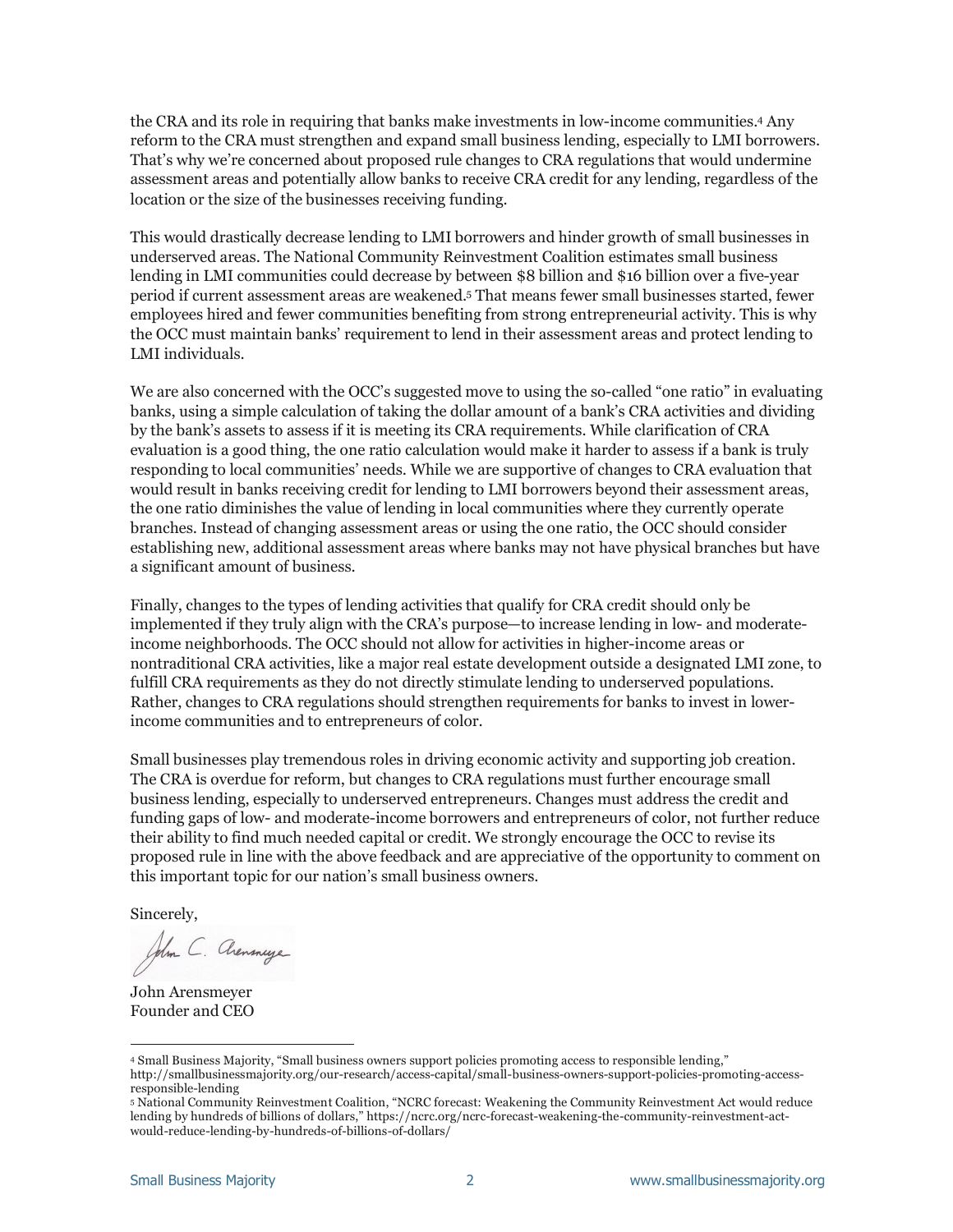the CRA and its role in requiring that banks make investments in low-income communities.[4] Any reform to the CRA must strengthen and expand small business lending, especially to LMI borrowers. That's why we're concerned about proposed rule changes to CRA regulations that would undermine assessment areas and potentially allow banks to receive CRA credit for any lending, regardless of the location or the size of the businesses receiving funding.

This would drastically decrease lending to LMI borrowers and hinder growth of small businesses in underserved areas. The National Community Reinvestment Coalition estimates small business lending in LMI communities could decrease by between $8 billion and $16 billion over a five-year period if current assessment areas are weakened.[5] That means fewer small businesses started, fewer employees hired and fewer communities benefiting from strong entrepreneurial activity. This is why the OCC must maintain banks' requirement to lend in their assessment areas and protect lending to LMI individuals.

We are also concerned with the OCC's suggested move to using the so-called "one ratio" in evaluating banks, using a simple calculation of taking the dollar amount of a bank's CRA activities and dividing by the bank's assets to assess if it is meeting its CRA requirements. While clarification of CRA evaluation is a good thing, the one ratio calculation would make it harder to assess if a bank is truly responding to local communities' needs. While we are supportive of changes to CRA evaluation that would result in banks receiving credit for lending to LMI borrowers beyond their assessment areas, the one ratio diminishes the value of lending in local communities where they currently operate branches. Instead of changing assessment areas or using the one ratio, the OCC should consider establishing new, additional assessment areas where banks may not have physical branches but have a significant amount of business.

Finally, changes to the types of lending activities that qualify for CRA credit should only be implemented if they truly align with the CRA's purpose—to increase lending in low- and moderate-income neighborhoods. The OCC should not allow for activities in higher-income areas or nontraditional CRA activities, like a major real estate development outside a designated LMI zone, to fulfill CRA requirements as they do not directly stimulate lending to underserved populations. Rather, changes to CRA regulations should strengthen requirements for banks to invest in lower-income communities and to entrepreneurs of color.

Small businesses play tremendous roles in driving economic activity and supporting job creation. The CRA is overdue for reform, but changes to CRA regulations must further encourage small business lending, especially to underserved entrepreneurs. Changes must address the credit and funding gaps of low- and moderate-income borrowers and entrepreneurs of color, not further reduce their ability to find much needed capital or credit. We strongly encourage the OCC to revise its proposed rule in line with the above feedback and are appreciative of the opportunity to comment on this important topic for our nation's small business owners.

Sincerely,

John C. Arensmeyer

John Arensmeyer
Founder and CEO

---

[4] Small Business Majority, "Small business owners support policies promoting access to responsible lending," http://smallbusinessmajority.org/our-research/access-capital/small-business-owners-support-policies-promoting-access-responsible-lending

[5] National Community Reinvestment Coalition, "NCRC forecast: Weakening the Community Reinvestment Act would reduce lending by hundreds of billions of dollars," https://ncrc.org/ncrc-forecast-weakening-the-community-reinvestment-act-would-reduce-lending-by-hundreds-of-billions-of-dollars/